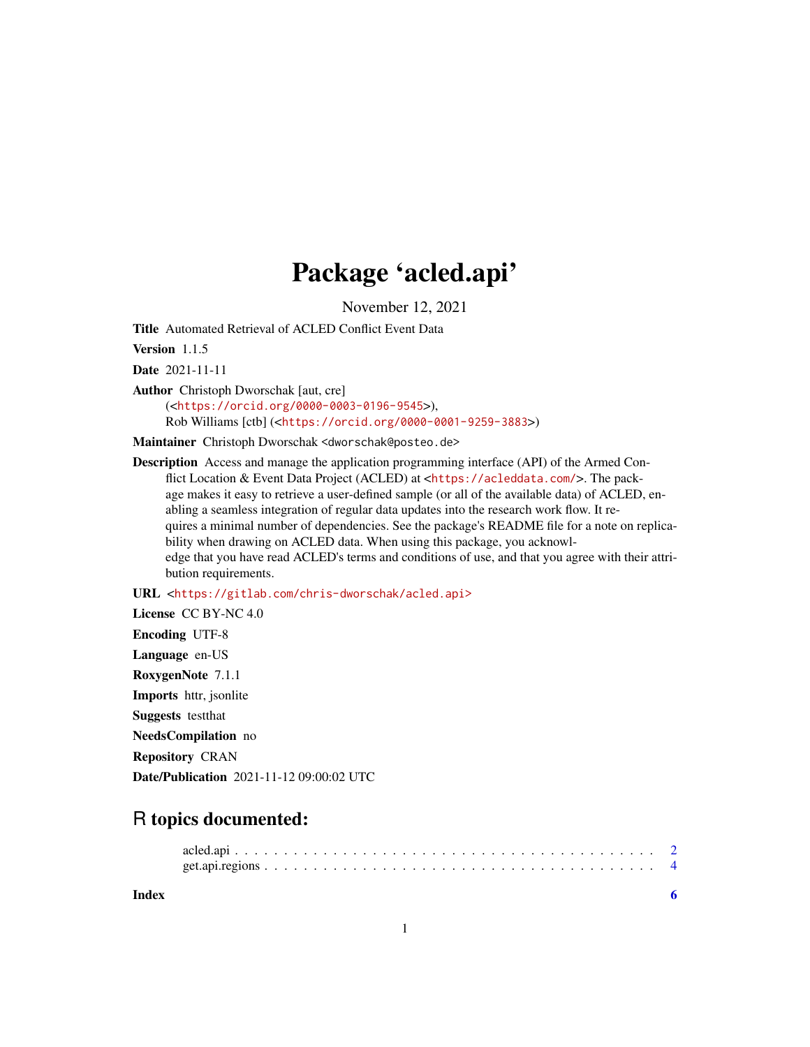# Package 'acled.api'

November 12, 2021

**Title** Automated Retrieval of ACLED Conflict Event Data

**Version** 1.1.5

**Date** 2021-11-11

**Author** Christoph Dworschak [aut, cre] (<https://orcid.org/0000-0003-0196-9545>), Rob Williams [ctb] (<https://orcid.org/0000-0001-9259-3883>)

**Maintainer** Christoph Dworschak <dworschak@posteo.de>

**Description** Access and manage the application programming interface (API) of the Armed Conflict Location & Event Data Project (ACLED) at <https://acleddata.com/>. The package makes it easy to retrieve a user-defined sample (or all of the available data) of ACLED, enabling a seamless integration of regular data updates into the research work flow. It requires a minimal number of dependencies. See the package's README file for a note on replicability when drawing on ACLED data. When using this package, you acknowledge that you have read ACLED's terms and conditions of use, and that you agree with their attribution requirements.

**URL** <https://gitlab.com/chris-dworschak/acled.api>

**License** CC BY-NC 4.0

**Encoding** UTF-8

**Language** en-US

**RoxygenNote** 7.1.1

**Imports** httr, jsonlite

**Suggests** testthat

**NeedsCompilation** no

**Repository** CRAN

**Date/Publication** 2021-11-12 09:00:02 UTC

## R topics documented:

acled.api . . . . . . . . . . . . . . . . . . . . . . . . . . . . . . . . . . . . . . . . . . 2
get.api.regions . . . . . . . . . . . . . . . . . . . . . . . . . . . . . . . . . . . . . . . 4

**Index** 6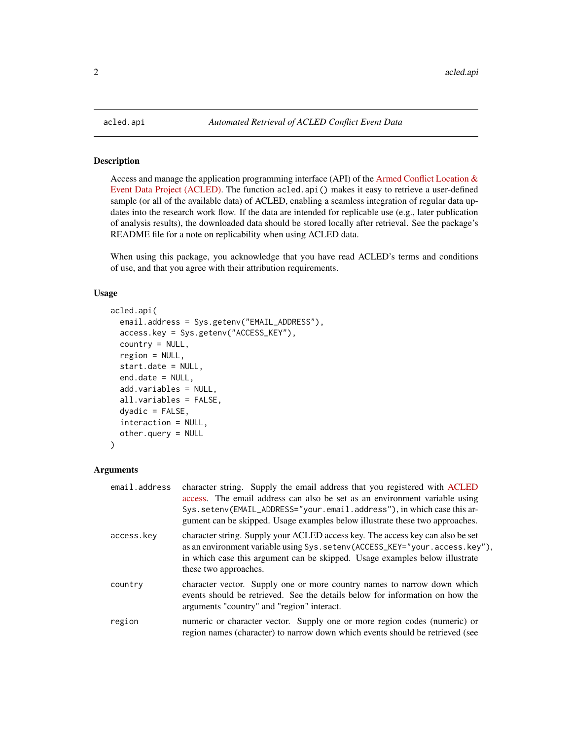`acled.api` *Automated Retrieval of ACLED Conflict Event Data*

## Description

Access and manage the application programming interface (API) of the Armed Conflict Location & Event Data Project (ACLED). The function `acled.api()` makes it easy to retrieve a user-defined sample (or all of the available data) of ACLED, enabling a seamless integration of regular data updates into the research work flow. If the data are intended for replicable use (e.g., later publication of analysis results), the downloaded data should be stored locally after retrieval. See the package's README file for a note on replicability when using ACLED data.

When using this package, you acknowledge that you have read ACLED's terms and conditions of use, and that you agree with their attribution requirements.

## Usage

```
acled.api(
  email.address = Sys.getenv("EMAIL_ADDRESS"),
  access.key = Sys.getenv("ACCESS_KEY"),
  country = NULL,
  region = NULL,
  start.date = NULL,
  end.date = NULL,
  add.variables = NULL,
  all.variables = FALSE,
  dyadic = FALSE,
  interaction = NULL,
  other.query = NULL
)
```

## Arguments

- `email.address` — character string. Supply the email address that you registered with ACLED access. The email address can also be set as an environment variable using `Sys.setenv(EMAIL_ADDRESS="your.email.address")`, in which case this argument can be skipped. Usage examples below illustrate these two approaches.
- `access.key` — character string. Supply your ACLED access key. The access key can also be set as an environment variable using `Sys.setenv(ACCESS_KEY="your.access.key")`, in which case this argument can be skipped. Usage examples below illustrate these two approaches.
- `country` — character vector. Supply one or more country names to narrow down which events should be retrieved. See the details below for information on how the arguments "country" and "region" interact.
- `region` — numeric or character vector. Supply one or more region codes (numeric) or region names (character) to narrow down which events should be retrieved (see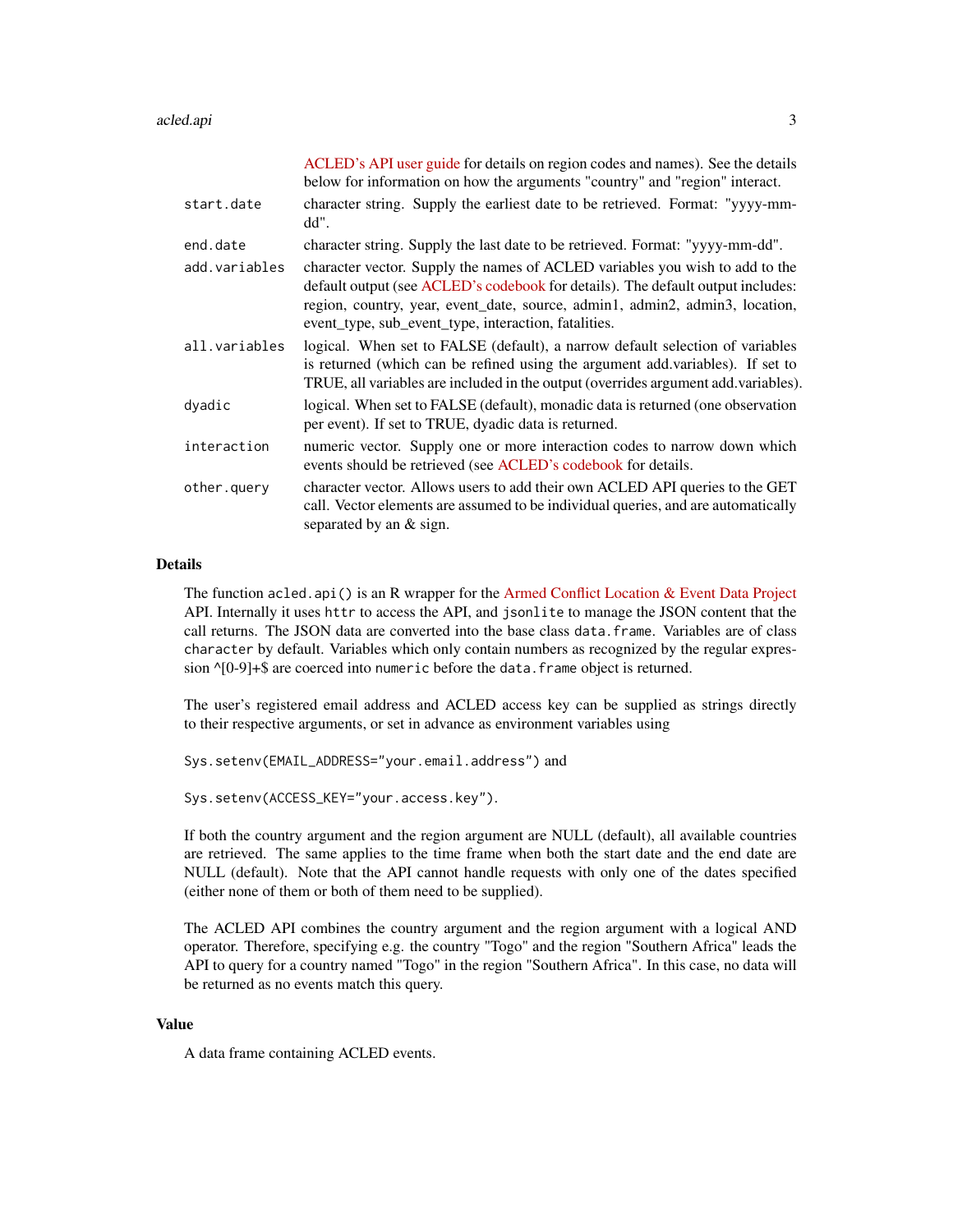ACLED's API user guide for details on region codes and names). See the details below for information on how the arguments "country" and "region" interact.

| | |
|---|---|
| `start.date` | character string. Supply the earliest date to be retrieved. Format: "yyyy-mm-dd". |
| `end.date` | character string. Supply the last date to be retrieved. Format: "yyyy-mm-dd". |
| `add.variables` | character vector. Supply the names of ACLED variables you wish to add to the default output (see ACLED's codebook for details). The default output includes: region, country, year, event_date, source, admin1, admin2, admin3, location, event_type, sub_event_type, interaction, fatalities. |
| `all.variables` | logical. When set to FALSE (default), a narrow default selection of variables is returned (which can be refined using the argument add.variables). If set to TRUE, all variables are included in the output (overrides argument add.variables). |
| `dyadic` | logical. When set to FALSE (default), monadic data is returned (one observation per event). If set to TRUE, dyadic data is returned. |
| `interaction` | numeric vector. Supply one or more interaction codes to narrow down which events should be retrieved (see ACLED's codebook for details. |
| `other.query` | character vector. Allows users to add their own ACLED API queries to the GET call. Vector elements are assumed to be individual queries, and are automatically separated by an & sign. |

## Details

The function `acled.api()` is an R wrapper for the Armed Conflict Location & Event Data Project API. Internally it uses `httr` to access the API, and `jsonlite` to manage the JSON content that the call returns. The JSON data are converted into the base class `data.frame`. Variables are of class `character` by default. Variables which only contain numbers as recognized by the regular expression ^[0-9]+$ are coerced into `numeric` before the `data.frame` object is returned.

The user's registered email address and ACLED access key can be supplied as strings directly to their respective arguments, or set in advance as environment variables using

`Sys.setenv(EMAIL_ADDRESS="your.email.address")` and

`Sys.setenv(ACCESS_KEY="your.access.key")`.

If both the country argument and the region argument are NULL (default), all available countries are retrieved. The same applies to the time frame when both the start date and the end date are NULL (default). Note that the API cannot handle requests with only one of the dates specified (either none of them or both of them need to be supplied).

The ACLED API combines the country argument and the region argument with a logical AND operator. Therefore, specifying e.g. the country "Togo" and the region "Southern Africa" leads the API to query for a country named "Togo" in the region "Southern Africa". In this case, no data will be returned as no events match this query.

## Value

A data frame containing ACLED events.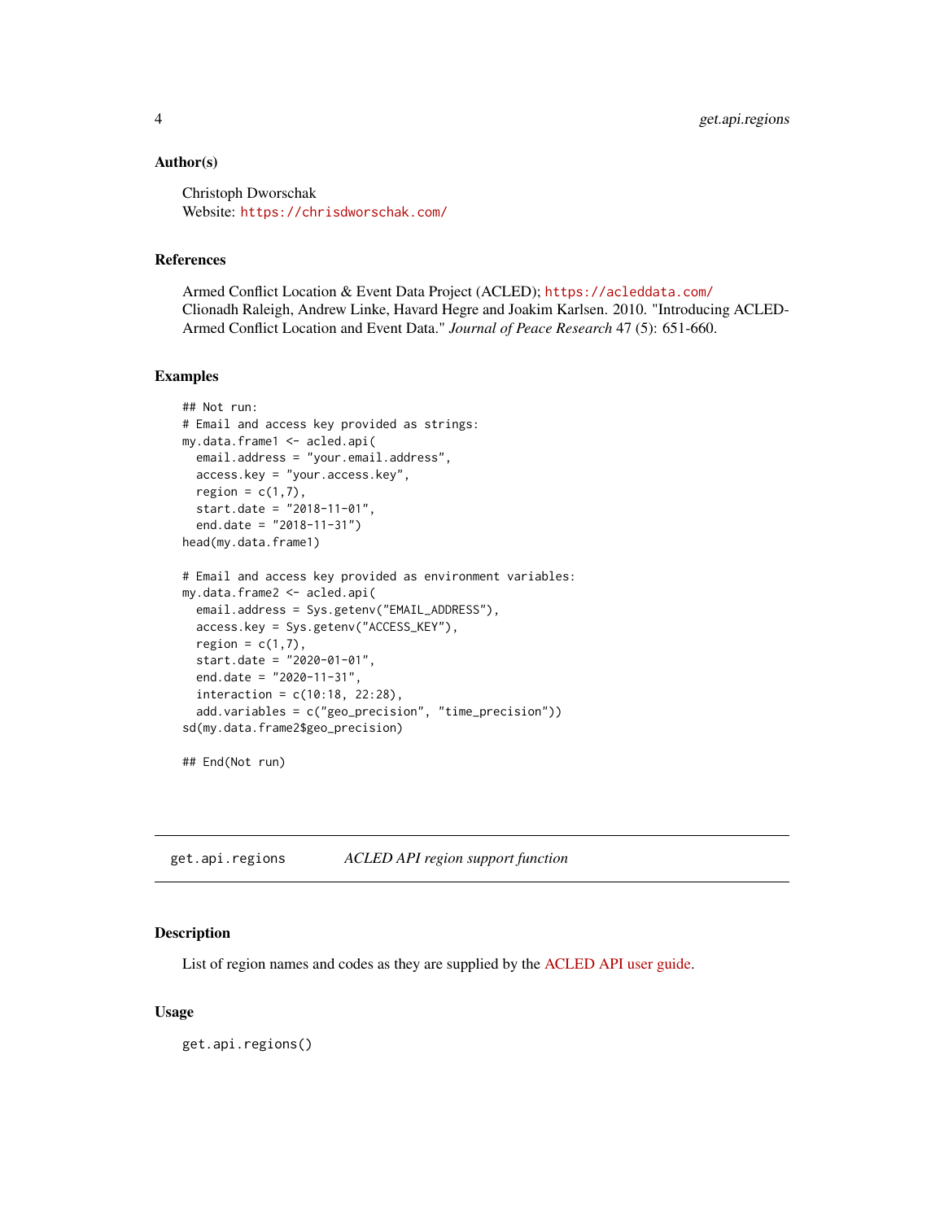### Author(s)

Christoph Dworschak
Website: https://chrisdworschak.com/

### References

Armed Conflict Location & Event Data Project (ACLED); https://acleddata.com/
Clionadh Raleigh, Andrew Linke, Havard Hegre and Joakim Karlsen. 2010. "Introducing ACLED-Armed Conflict Location and Event Data." *Journal of Peace Research* 47 (5): 651-660.

### Examples

```
## Not run:
# Email and access key provided as strings:
my.data.frame1 <- acled.api(
  email.address = "your.email.address",
  access.key = "your.access.key",
  region = c(1,7),
  start.date = "2018-11-01",
  end.date = "2018-11-31")
head(my.data.frame1)

# Email and access key provided as environment variables:
my.data.frame2 <- acled.api(
  email.address = Sys.getenv("EMAIL_ADDRESS"),
  access.key = Sys.getenv("ACCESS_KEY"),
  region = c(1,7),
  start.date = "2020-01-01",
  end.date = "2020-11-31",
  interaction = c(10:18, 22:28),
  add.variables = c("geo_precision", "time_precision"))
sd(my.data.frame2$geo_precision)

## End(Not run)
```

---

## get.api.regions *ACLED API region support function*

### Description

List of region names and codes as they are supplied by the ACLED API user guide.

### Usage

```
get.api.regions()
```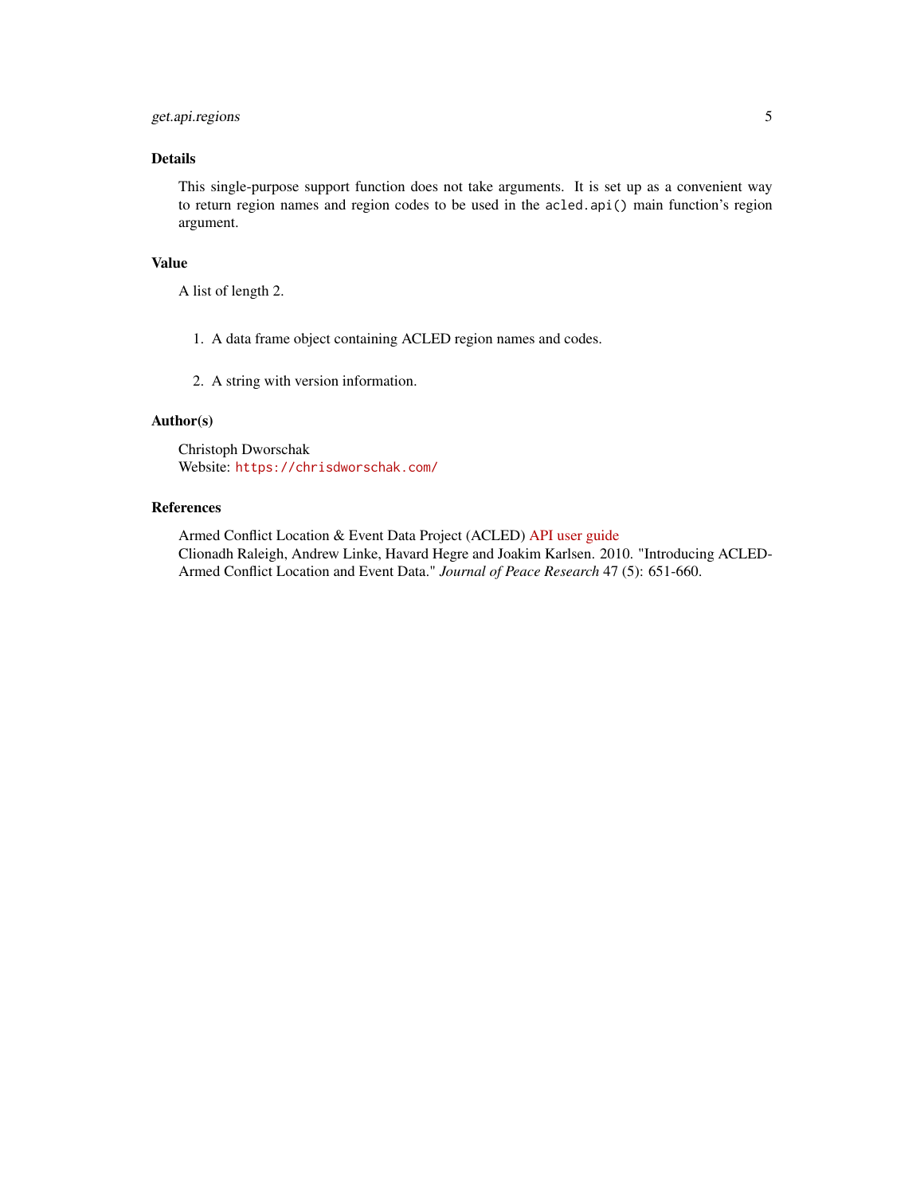## Details

This single-purpose support function does not take arguments. It is set up as a convenient way to return region names and region codes to be used in the `acled.api()` main function's region argument.

## Value

A list of length 2.

1. A data frame object containing ACLED region names and codes.
2. A string with version information.

## Author(s)

Christoph Dworschak
Website: `https://chrisdworschak.com/`

## References

Armed Conflict Location & Event Data Project (ACLED) API user guide
Clionadh Raleigh, Andrew Linke, Havard Hegre and Joakim Karlsen. 2010. "Introducing ACLED-Armed Conflict Location and Event Data." *Journal of Peace Research* 47 (5): 651-660.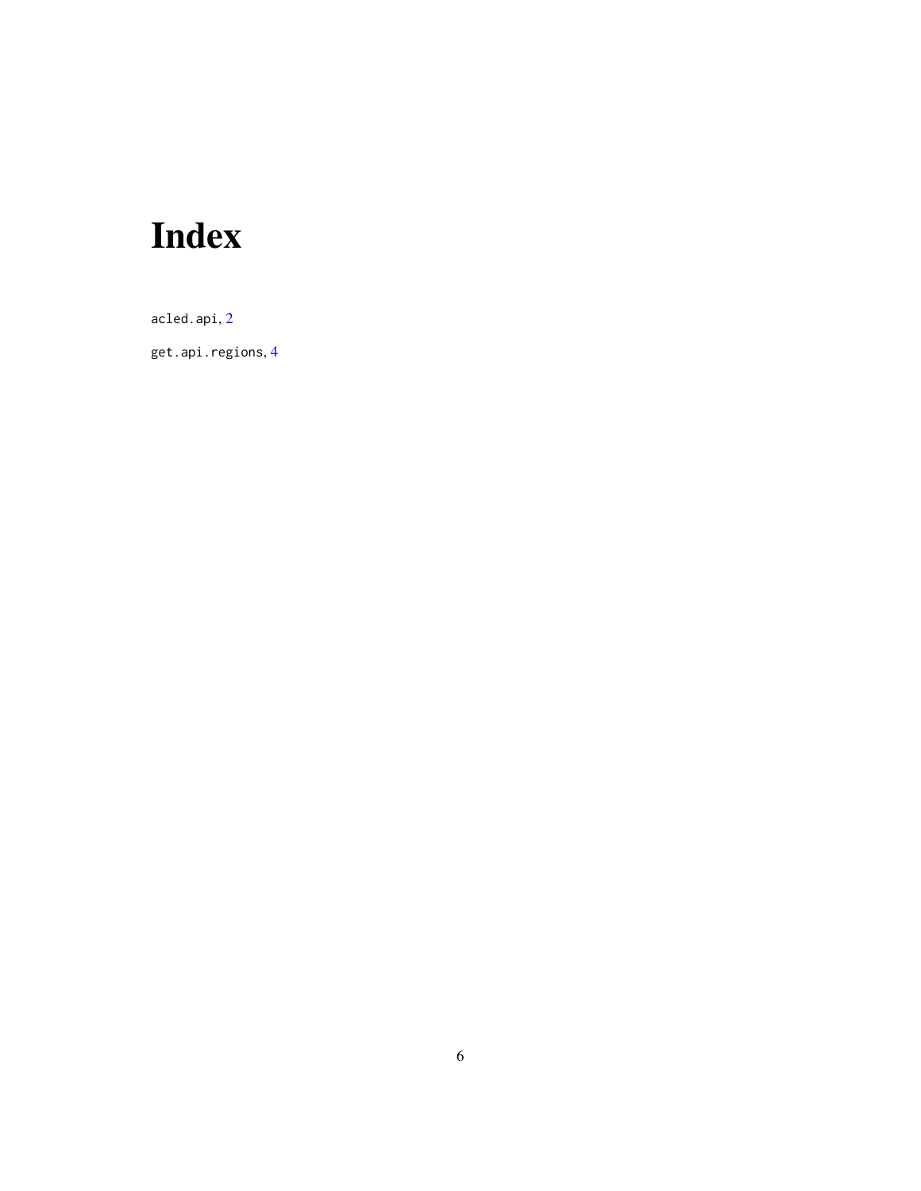# Index

acled.api, 2

get.api.regions, 4